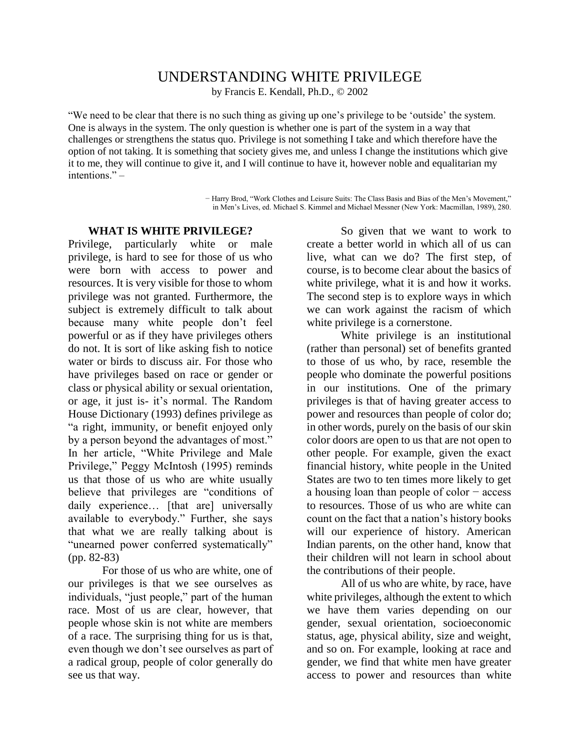# UNDERSTANDING WHITE PRIVILEGE

by Francis E. Kendall, Ph.D., © 2002

"We need to be clear that there is no such thing as giving up one's privilege to be 'outside' the system. One is always in the system. The only question is whether one is part of the system in a way that challenges or strengthens the status quo. Privilege is not something I take and which therefore have the option of not taking. It is something that society gives me, and unless I change the institutions which give it to me, they will continue to give it, and I will continue to have it, however noble and equalitarian my intentions." –

− Harry Brod, "Work Clothes and Leisure Suits: The Class Basis and Bias of the Men's Movement," in Men's Lives, ed. Michael S. Kimmel and Michael Messner (New York: Macmillan, 1989), 280.

## WHAT IS WHITE PRIVILEGE?

Privilege, particularly white or male privilege, is hard to see for those of us who were born with access to power and resources. It is very visible for those to whom privilege was not granted. Furthermore, the subject is extremely difficult to talk about because many white people don't feel powerful or as if they have privileges others do not. It is sort of like asking fish to notice water or birds to discuss air. For those who have privileges based on race or gender or class or physical ability or sexual orientation, or age, it just is- it's normal. The Random House Dictionary (1993) defines privilege as "a right, immunity, or benefit enjoyed only by a person beyond the advantages of most." In her article, "White Privilege and Male Privilege," Peggy McIntosh (1995) reminds us that those of us who are white usually believe that privileges are "conditions of daily experience… [that are] universally available to everybody." Further, she says that what we are really talking about is "unearned power conferred systematically" (pp. 82-83)

For those of us who are white, one of our privileges is that we see ourselves as individuals, "just people," part of the human race. Most of us are clear, however, that people whose skin is not white are members of a race. The surprising thing for us is that, even though we don't see ourselves as part of a radical group, people of color generally do see us that way.

So given that we want to work to create a better world in which all of us can live, what can we do? The first step, of course, is to become clear about the basics of white privilege, what it is and how it works. The second step is to explore ways in which we can work against the racism of which white privilege is a cornerstone.

White privilege is an institutional (rather than personal) set of benefits granted to those of us who, by race, resemble the people who dominate the powerful positions in our institutions. One of the primary privileges is that of having greater access to power and resources than people of color do; in other words, purely on the basis of our skin color doors are open to us that are not open to other people. For example, given the exact financial history, white people in the United States are two to ten times more likely to get a housing loan than people of color − access to resources. Those of us who are white can count on the fact that a nation's history books will our experience of history. American Indian parents, on the other hand, know that their children will not learn in school about the contributions of their people.

All of us who are white, by race, have white privileges, although the extent to which we have them varies depending on our gender, sexual orientation, socioeconomic status, age, physical ability, size and weight, and so on. For example, looking at race and gender, we find that white men have greater access to power and resources than white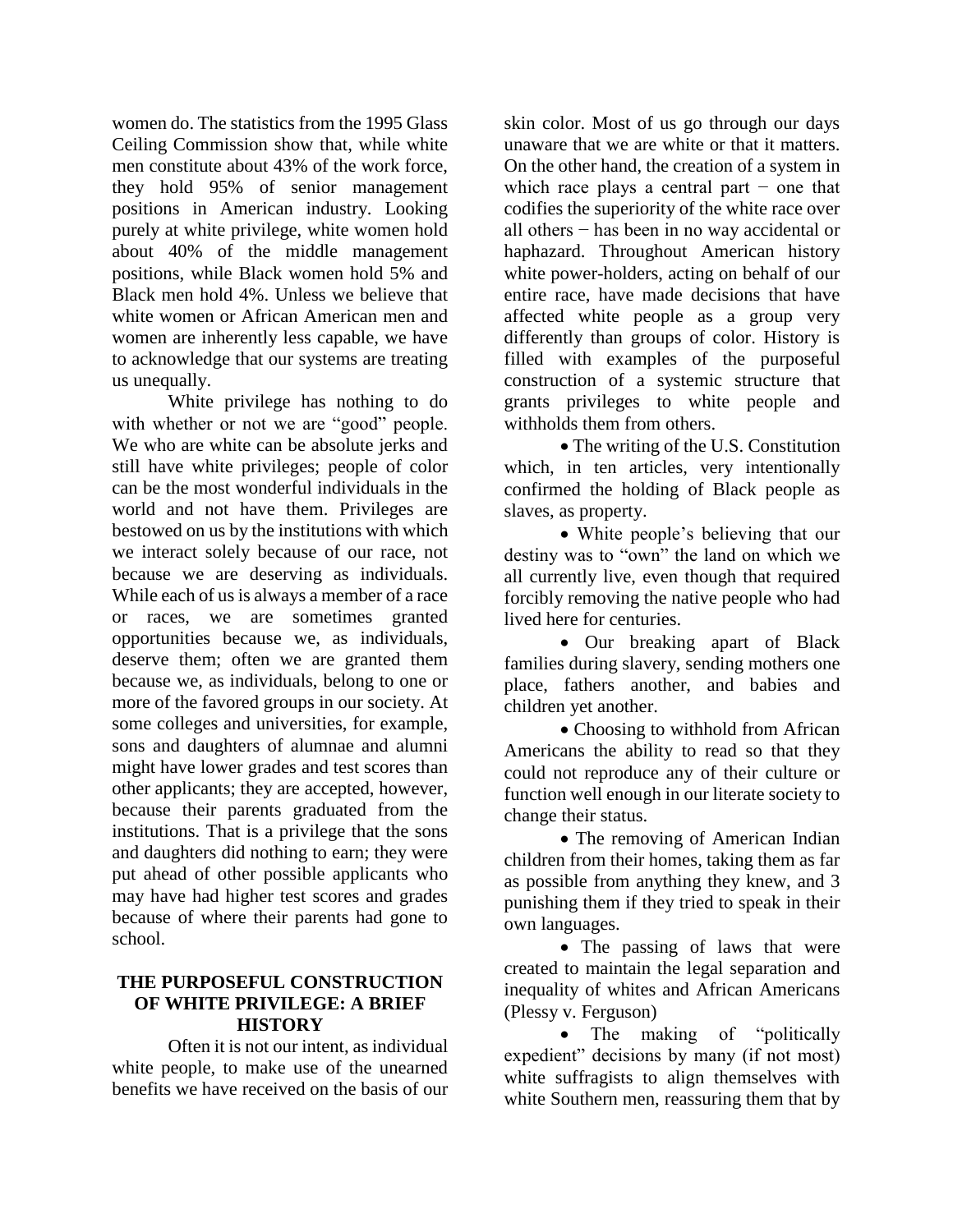women do. The statistics from the 1995 Glass Ceiling Commission show that, while white men constitute about 43% of the work force, they hold 95% of senior management positions in American industry. Looking purely at white privilege, white women hold about 40% of the middle management positions, while Black women hold 5% and Black men hold 4%. Unless we believe that white women or African American men and women are inherently less capable, we have to acknowledge that our systems are treating us unequally.

White privilege has nothing to do with whether or not we are "good" people. We who are white can be absolute jerks and still have white privileges; people of color can be the most wonderful individuals in the world and not have them. Privileges are bestowed on us by the institutions with which we interact solely because of our race, not because we are deserving as individuals. While each of us is always a member of a race or races, we are sometimes granted opportunities because we, as individuals, deserve them; often we are granted them because we, as individuals, belong to one or more of the favored groups in our society. At some colleges and universities, for example, sons and daughters of alumnae and alumni might have lower grades and test scores than other applicants; they are accepted, however, because their parents graduated from the institutions. That is a privilege that the sons and daughters did nothing to earn; they were put ahead of other possible applicants who may have had higher test scores and grades because of where their parents had gone to school.

## THE PURPOSEFUL CONSTRUCTION OF WHITE PRIVILEGE: A BRIEF HISTORY

Often it is not our intent, as individual white people, to make use of the unearned benefits we have received on the basis of our skin color. Most of us go through our days unaware that we are white or that it matters. On the other hand, the creation of a system in which race plays a central part − one that codifies the superiority of the white race over all others − has been in no way accidental or haphazard. Throughout American history white power-holders, acting on behalf of our entire race, have made decisions that have affected white people as a group very differently than groups of color. History is filled with examples of the purposeful construction of a systemic structure that grants privileges to white people and withholds them from others.

- The writing of the U.S. Constitution which, in ten articles, very intentionally confirmed the holding of Black people as slaves, as property.
- White people's believing that our destiny was to "own" the land on which we all currently live, even though that required forcibly removing the native people who had lived here for centuries.
- Our breaking apart of Black families during slavery, sending mothers one place, fathers another, and babies and children yet another.
- Choosing to withhold from African Americans the ability to read so that they could not reproduce any of their culture or function well enough in our literate society to change their status.
- The removing of American Indian children from their homes, taking them as far as possible from anything they knew, and 3 punishing them if they tried to speak in their own languages.
- The passing of laws that were created to maintain the legal separation and inequality of whites and African Americans (Plessy v. Ferguson)
- The making of "politically expedient" decisions by many (if not most) white suffragists to align themselves with white Southern men, reassuring them that by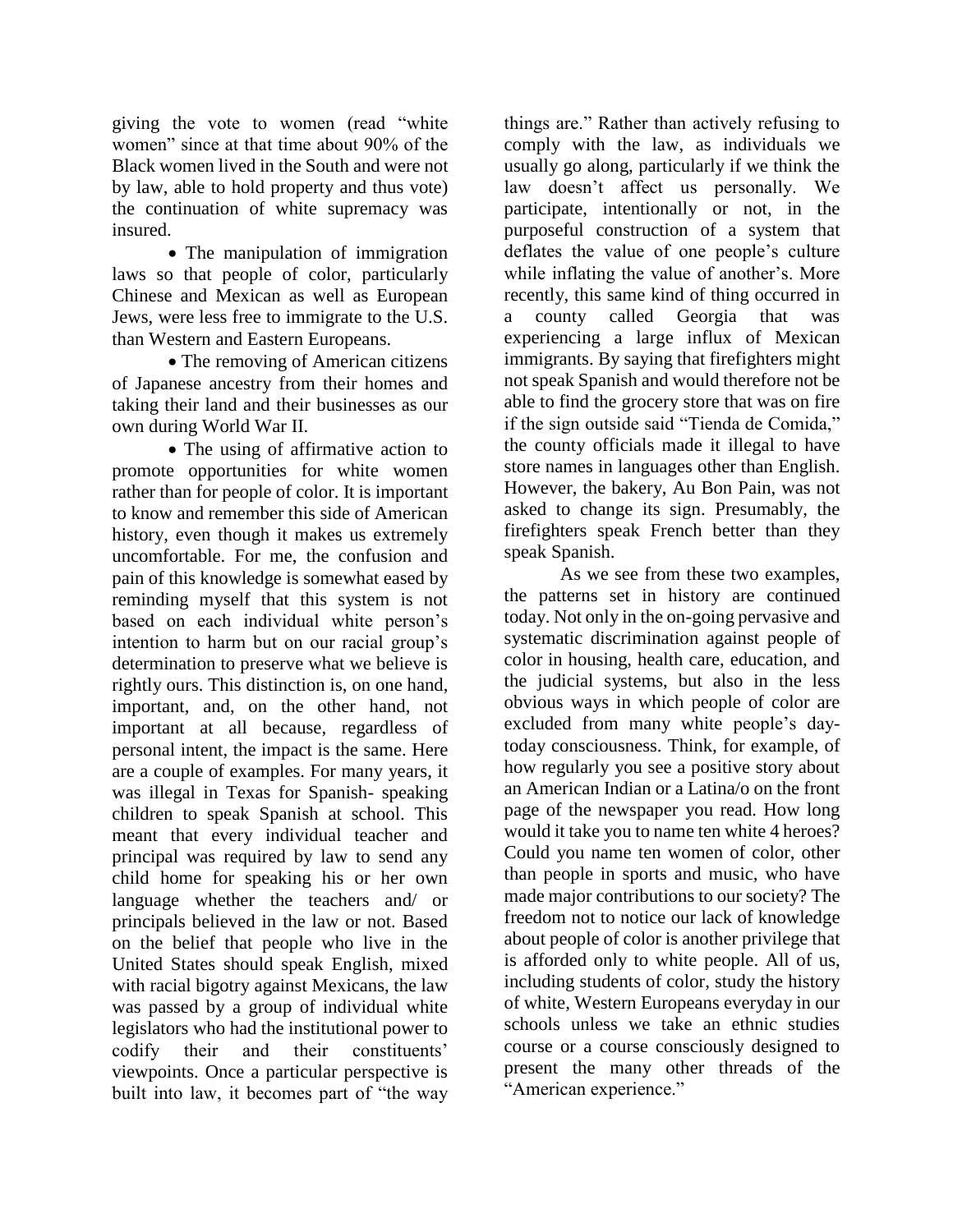giving the vote to women (read "white women" since at that time about 90% of the Black women lived in the South and were not by law, able to hold property and thus vote) the continuation of white supremacy was insured.

- The manipulation of immigration laws so that people of color, particularly Chinese and Mexican as well as European Jews, were less free to immigrate to the U.S. than Western and Eastern Europeans.

- The removing of American citizens of Japanese ancestry from their homes and taking their land and their businesses as our own during World War II.

- The using of affirmative action to promote opportunities for white women rather than for people of color. It is important to know and remember this side of American history, even though it makes us extremely uncomfortable. For me, the confusion and pain of this knowledge is somewhat eased by reminding myself that this system is not based on each individual white person's intention to harm but on our racial group's determination to preserve what we believe is rightly ours. This distinction is, on one hand, important, and, on the other hand, not important at all because, regardless of personal intent, the impact is the same. Here are a couple of examples. For many years, it was illegal in Texas for Spanish- speaking children to speak Spanish at school. This meant that every individual teacher and principal was required by law to send any child home for speaking his or her own language whether the teachers and/ or principals believed in the law or not. Based on the belief that people who live in the United States should speak English, mixed with racial bigotry against Mexicans, the law was passed by a group of individual white legislators who had the institutional power to codify their and their constituents' viewpoints. Once a particular perspective is built into law, it becomes part of "the way things are." Rather than actively refusing to comply with the law, as individuals we usually go along, particularly if we think the law doesn't affect us personally. We participate, intentionally or not, in the purposeful construction of a system that deflates the value of one people's culture while inflating the value of another's. More recently, this same kind of thing occurred in a county called Georgia that was experiencing a large influx of Mexican immigrants. By saying that firefighters might not speak Spanish and would therefore not be able to find the grocery store that was on fire if the sign outside said "Tienda de Comida," the county officials made it illegal to have store names in languages other than English. However, the bakery, Au Bon Pain, was not asked to change its sign. Presumably, the firefighters speak French better than they speak Spanish.

As we see from these two examples, the patterns set in history are continued today. Not only in the on-going pervasive and systematic discrimination against people of color in housing, health care, education, and the judicial systems, but also in the less obvious ways in which people of color are excluded from many white people's day-today consciousness. Think, for example, of how regularly you see a positive story about an American Indian or a Latina/o on the front page of the newspaper you read. How long would it take you to name ten white 4 heroes? Could you name ten women of color, other than people in sports and music, who have made major contributions to our society? The freedom not to notice our lack of knowledge about people of color is another privilege that is afforded only to white people. All of us, including students of color, study the history of white, Western Europeans everyday in our schools unless we take an ethnic studies course or a course consciously designed to present the many other threads of the "American experience."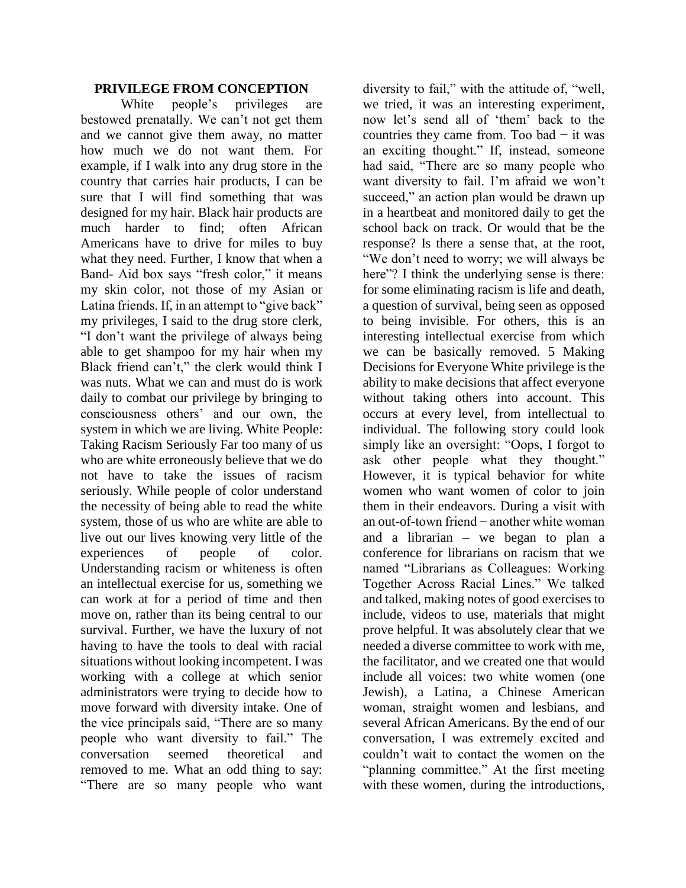## PRIVILEGE FROM CONCEPTION

White people's privileges are bestowed prenatally. We can't not get them and we cannot give them away, no matter how much we do not want them. For example, if I walk into any drug store in the country that carries hair products, I can be sure that I will find something that was designed for my hair. Black hair products are much harder to find; often African Americans have to drive for miles to buy what they need. Further, I know that when a Band- Aid box says "fresh color," it means my skin color, not those of my Asian or Latina friends. If, in an attempt to "give back" my privileges, I said to the drug store clerk, "I don't want the privilege of always being able to get shampoo for my hair when my Black friend can't," the clerk would think I was nuts. What we can and must do is work daily to combat our privilege by bringing to consciousness others' and our own, the system in which we are living.

## White People: Taking Racism Seriously

Far too many of us who are white erroneously believe that we do not have to take the issues of racism seriously. While people of color understand the necessity of being able to read the white system, those of us who are white are able to live out our lives knowing very little of the experiences of people of color. Understanding racism or whiteness is often an intellectual exercise for us, something we can work at for a period of time and then move on, rather than its being central to our survival. Further, we have the luxury of not having to have the tools to deal with racial situations without looking incompetent. I was working with a college at which senior administrators were trying to decide how to move forward with diversity intake. One of the vice principals said, "There are so many people who want diversity to fail." The conversation seemed theoretical and removed to me. What an odd thing to say: "There are so many people who want diversity to fail," with the attitude of, "well, we tried, it was an interesting experiment, now let's send all of 'them' back to the countries they came from. Too bad − it was an exciting thought." If, instead, someone had said, "There are so many people who want diversity to fail. I'm afraid we won't succeed," an action plan would be drawn up in a heartbeat and monitored daily to get the school back on track. Or would that be the response? Is there a sense that, at the root, "We don't need to worry; we will always be here"? I think the underlying sense is there: for some eliminating racism is life and death, a question of survival, being seen as opposed to being invisible. For others, this is an interesting intellectual exercise from which we can be basically removed. 5

## Making Decisions for Everyone

White privilege is the ability to make decisions that affect everyone without taking others into account. This occurs at every level, from intellectual to individual. The following story could look simply like an oversight: "Oops, I forgot to ask other people what they thought." However, it is typical behavior for white women who want women of color to join them in their endeavors. During a visit with an out-of-town friend − another white woman and a librarian – we began to plan a conference for librarians on racism that we named "Librarians as Colleagues: Working Together Across Racial Lines." We talked and talked, making notes of good exercises to include, videos to use, materials that might prove helpful. It was absolutely clear that we needed a diverse committee to work with me, the facilitator, and we created one that would include all voices: two white women (one Jewish), a Latina, a Chinese American woman, straight women and lesbians, and several African Americans. By the end of our conversation, I was extremely excited and couldn't wait to contact the women on the "planning committee." At the first meeting with these women, during the introductions,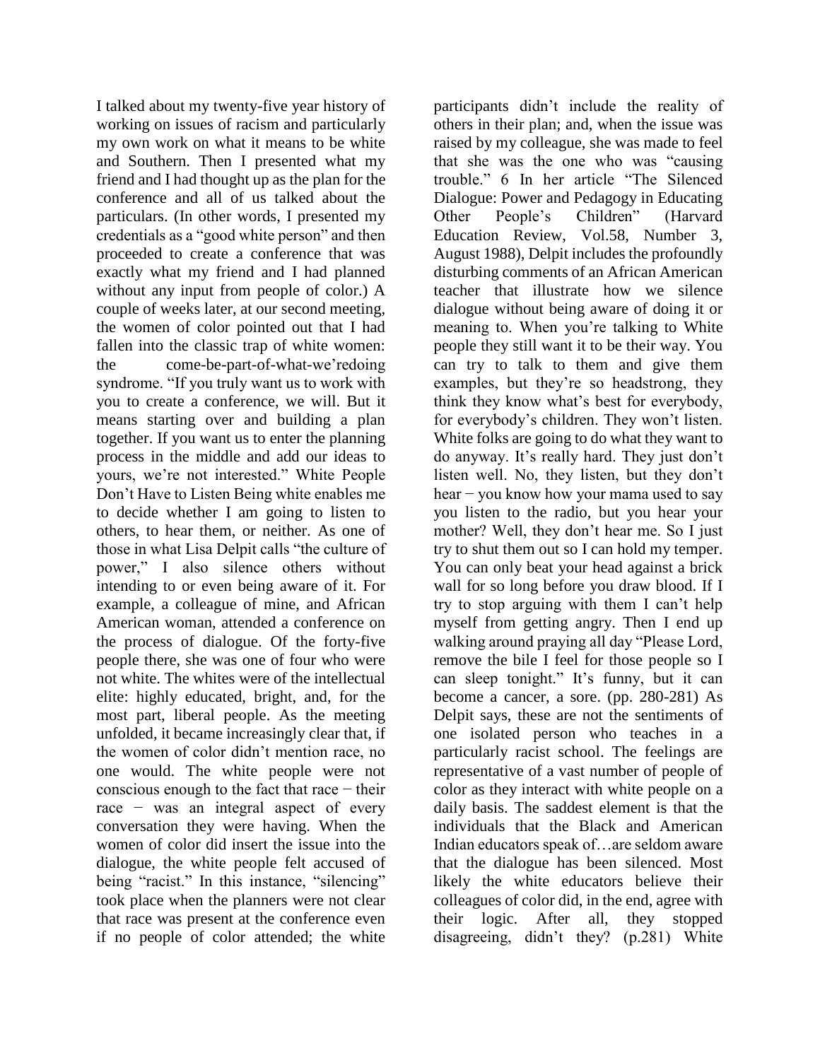I talked about my twenty-five year history of working on issues of racism and particularly my own work on what it means to be white and Southern. Then I presented what my friend and I had thought up as the plan for the conference and all of us talked about the particulars. (In other words, I presented my credentials as a "good white person" and then proceeded to create a conference that was exactly what my friend and I had planned without any input from people of color.) A couple of weeks later, at our second meeting, the women of color pointed out that I had fallen into the classic trap of white women: the come-be-part-of-what-we'redoing syndrome. "If you truly want us to work with you to create a conference, we will. But it means starting over and building a plan together. If you want us to enter the planning process in the middle and add our ideas to yours, we're not interested."

## White People Don't Have to Listen

Being white enables me to decide whether I am going to listen to others, to hear them, or neither. As one of those in what Lisa Delpit calls "the culture of power," I also silence others without intending to or even being aware of it. For example, a colleague of mine, and African American woman, attended a conference on the process of dialogue. Of the forty-five people there, she was one of four who were not white. The whites were of the intellectual elite: highly educated, bright, and, for the most part, liberal people. As the meeting unfolded, it became increasingly clear that, if the women of color didn't mention race, no one would. The white people were not conscious enough to the fact that race − their race − was an integral aspect of every conversation they were having. When the women of color did insert the issue into the dialogue, the white people felt accused of being "racist." In this instance, "silencing" took place when the planners were not clear that race was present at the conference even if no people of color attended; the white participants didn't include the reality of others in their plan; and, when the issue was raised by my colleague, she was made to feel that she was the one who was "causing trouble." 6 In her article "The Silenced Dialogue: Power and Pedagogy in Educating Other People's Children" (Harvard Education Review, Vol.58, Number 3, August 1988), Delpit includes the profoundly disturbing comments of an African American teacher that illustrate how we silence dialogue without being aware of doing it or meaning to.

When you're talking to White people they still want it to be their way. You can try to talk to them and give them examples, but they're so headstrong, they think they know what's best for everybody, for everybody's children. They won't listen. White folks are going to do what they want to do anyway. It's really hard. They just don't listen well. No, they listen, but they don't hear − you know how your mama used to say you listen to the radio, but you hear your mother? Well, they don't hear me. So I just try to shut them out so I can hold my temper. You can only beat your head against a brick wall for so long before you draw blood. If I try to stop arguing with them I can't help myself from getting angry. Then I end up walking around praying all day "Please Lord, remove the bile I feel for those people so I can sleep tonight." It's funny, but it can become a cancer, a sore. (pp. 280-281)

As Delpit says, these are not the sentiments of one isolated person who teaches in a particularly racist school. The feelings are representative of a vast number of people of color as they interact with white people on a daily basis.

The saddest element is that the individuals that the Black and American Indian educators speak of…are seldom aware that the dialogue has been silenced. Most likely the white educators believe their colleagues of color did, in the end, agree with their logic. After all, they stopped disagreeing, didn't they? (p.281)

White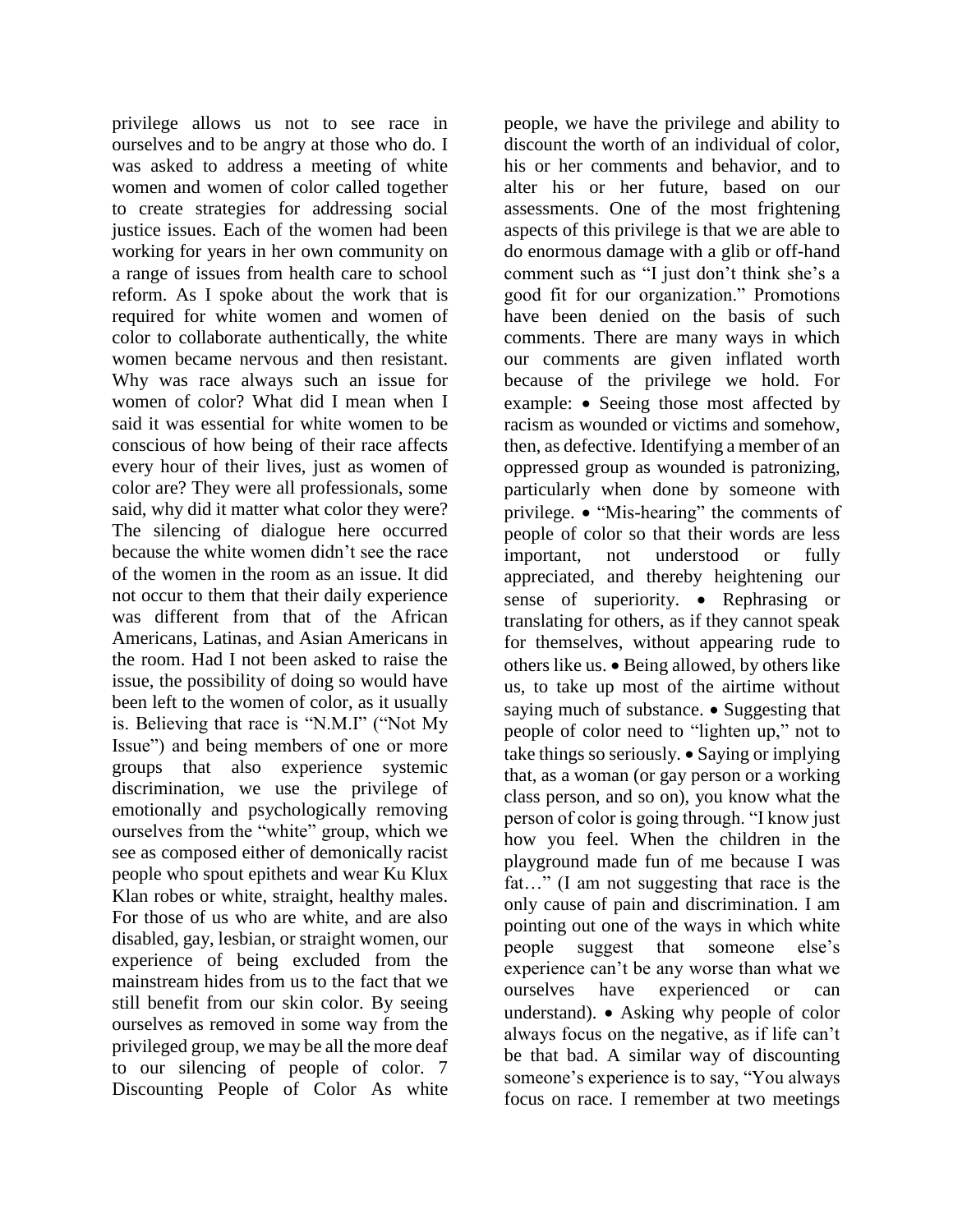privilege allows us not to see race in ourselves and to be angry at those who do. I was asked to address a meeting of white women and women of color called together to create strategies for addressing social justice issues. Each of the women had been working for years in her own community on a range of issues from health care to school reform. As I spoke about the work that is required for white women and women of color to collaborate authentically, the white women became nervous and then resistant. Why was race always such an issue for women of color? What did I mean when I said it was essential for white women to be conscious of how being of their race affects every hour of their lives, just as women of color are? They were all professionals, some said, why did it matter what color they were? The silencing of dialogue here occurred because the white women didn't see the race of the women in the room as an issue. It did not occur to them that their daily experience was different from that of the African Americans, Latinas, and Asian Americans in the room. Had I not been asked to raise the issue, the possibility of doing so would have been left to the women of color, as it usually is. Believing that race is "N.M.I" ("Not My Issue") and being members of one or more groups that also experience systemic discrimination, we use the privilege of emotionally and psychologically removing ourselves from the "white" group, which we see as composed either of demonically racist people who spout epithets and wear Ku Klux Klan robes or white, straight, healthy males. For those of us who are white, and are also disabled, gay, lesbian, or straight women, our experience of being excluded from the mainstream hides from us to the fact that we still benefit from our skin color. By seeing ourselves as removed in some way from the privileged group, we may be all the more deaf to our silencing of people of color.

## 7 Discounting People of Color

As white people, we have the privilege and ability to discount the worth of an individual of color, his or her comments and behavior, and to alter his or her future, based on our assessments. One of the most frightening aspects of this privilege is that we are able to do enormous damage with a glib or off-hand comment such as "I just don't think she's a good fit for our organization." Promotions have been denied on the basis of such comments. There are many ways in which our comments are given inflated worth because of the privilege we hold. For example:

- Seeing those most affected by racism as wounded or victims and somehow, then, as defective. Identifying a member of an oppressed group as wounded is patronizing, particularly when done by someone with privilege.
- "Mis-hearing" the comments of people of color so that their words are less important, not understood or fully appreciated, and thereby heightening our sense of superiority.
- Rephrasing or translating for others, as if they cannot speak for themselves, without appearing rude to others like us.
- Being allowed, by others like us, to take up most of the airtime without saying much of substance.
- Suggesting that people of color need to "lighten up," not to take things so seriously.
- Saying or implying that, as a woman (or gay person or a working class person, and so on), you know what the person of color is going through. "I know just how you feel. When the children in the playground made fun of me because I was fat…" (I am not suggesting that race is the only cause of pain and discrimination. I am pointing out one of the ways in which white people suggest that someone else's experience can't be any worse than what we ourselves have experienced or can understand).
- Asking why people of color always focus on the negative, as if life can't be that bad. A similar way of discounting someone's experience is to say, "You always focus on race. I remember at two meetings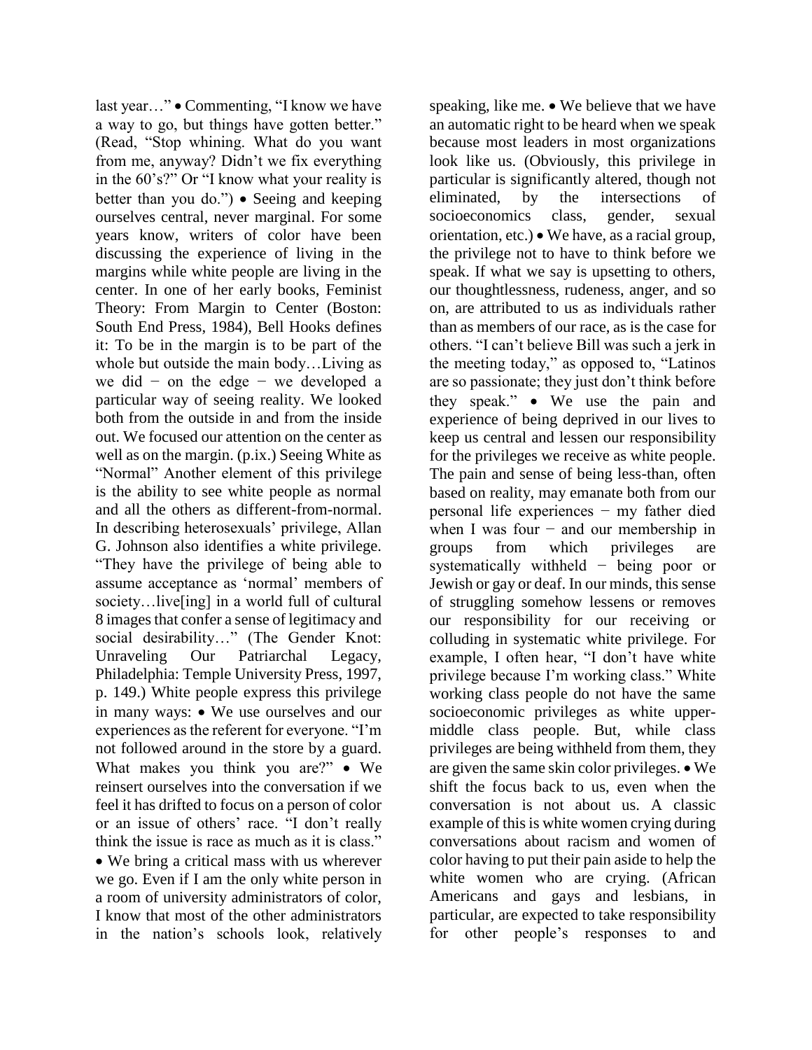last year…" • Commenting, "I know we have a way to go, but things have gotten better." (Read, "Stop whining. What do you want from me, anyway? Didn't we fix everything in the 60's?" Or "I know what your reality is better than you do.") • Seeing and keeping ourselves central, never marginal. For some years know, writers of color have been discussing the experience of living in the margins while white people are living in the center. In one of her early books, Feminist Theory: From Margin to Center (Boston: South End Press, 1984), Bell Hooks defines it: To be in the margin is to be part of the whole but outside the main body…Living as we did − on the edge − we developed a particular way of seeing reality. We looked both from the outside in and from the inside out. We focused our attention on the center as well as on the margin. (p.ix.) Seeing White as "Normal" Another element of this privilege is the ability to see white people as normal and all the others as different-from-normal. In describing heterosexuals' privilege, Allan G. Johnson also identifies a white privilege. "They have the privilege of being able to assume acceptance as 'normal' members of society…live[ing] in a world full of cultural 8 images that confer a sense of legitimacy and social desirability…" (The Gender Knot: Unraveling Our Patriarchal Legacy, Philadelphia: Temple University Press, 1997, p. 149.) White people express this privilege in many ways: • We use ourselves and our experiences as the referent for everyone. "I'm not followed around in the store by a guard. What makes you think you are?" • We reinsert ourselves into the conversation if we feel it has drifted to focus on a person of color or an issue of others' race. "I don't really think the issue is race as much as it is class." • We bring a critical mass with us wherever we go. Even if I am the only white person in a room of university administrators of color, I know that most of the other administrators in the nation's schools look, relatively speaking, like me. • We believe that we have an automatic right to be heard when we speak because most leaders in most organizations look like us. (Obviously, this privilege in particular is significantly altered, though not eliminated, by the intersections of socioeconomics class, gender, sexual orientation, etc.) • We have, as a racial group, the privilege not to have to think before we speak. If what we say is upsetting to others, our thoughtlessness, rudeness, anger, and so on, are attributed to us as individuals rather than as members of our race, as is the case for others. "I can't believe Bill was such a jerk in the meeting today," as opposed to, "Latinos are so passionate; they just don't think before they speak." • We use the pain and experience of being deprived in our lives to keep us central and lessen our responsibility for the privileges we receive as white people. The pain and sense of being less-than, often based on reality, may emanate both from our personal life experiences − my father died when I was four − and our membership in groups from which privileges are systematically withheld − being poor or Jewish or gay or deaf. In our minds, this sense of struggling somehow lessens or removes our responsibility for our receiving or colluding in systematic white privilege. For example, I often hear, "I don't have white privilege because I'm working class." White working class people do not have the same socioeconomic privileges as white upper-middle class people. But, while class privileges are being withheld from them, they are given the same skin color privileges. • We shift the focus back to us, even when the conversation is not about us. A classic example of this is white women crying during conversations about racism and women of color having to put their pain aside to help the white women who are crying. (African Americans and gays and lesbians, in particular, are expected to take responsibility for other people's responses to and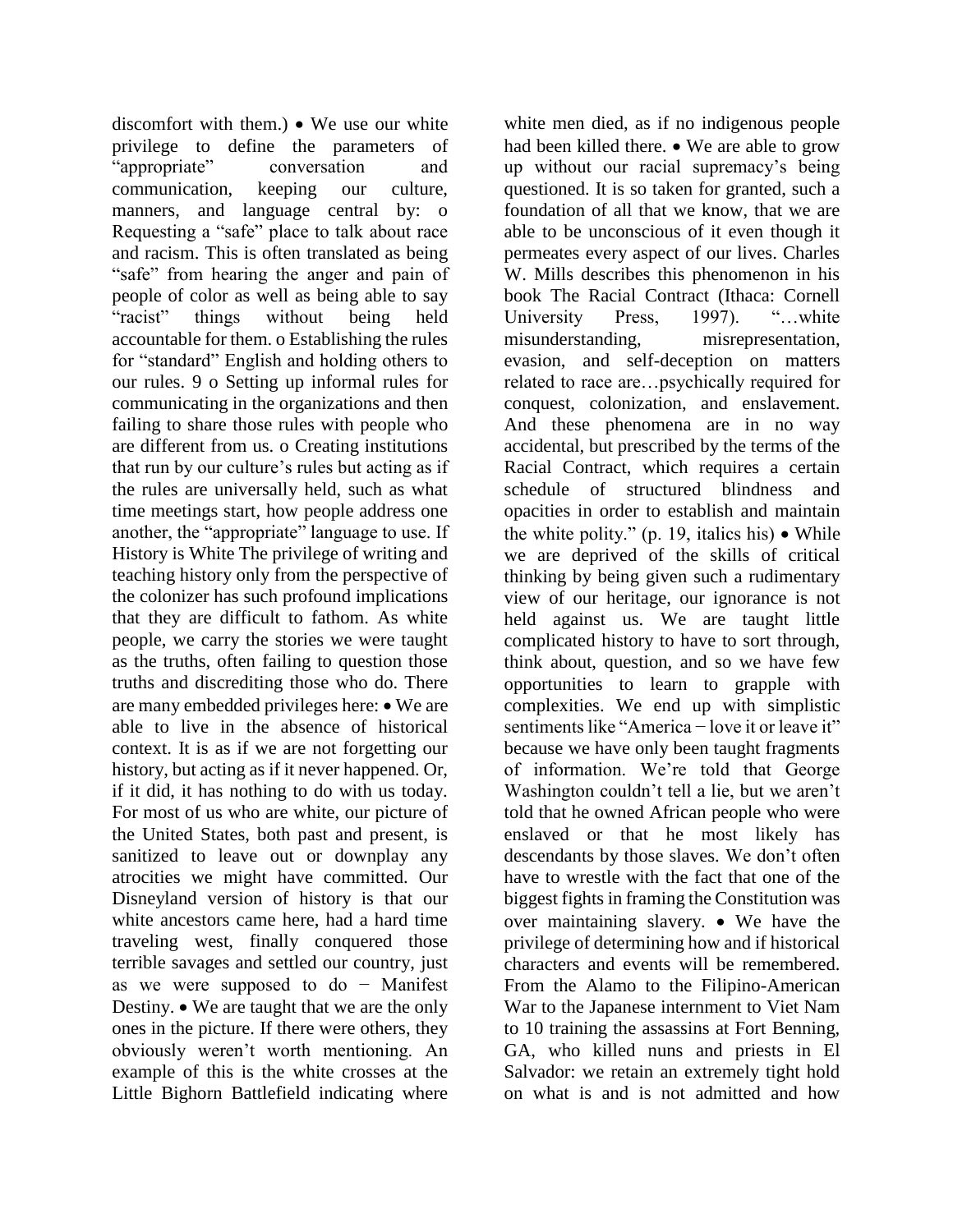discomfort with them.)

- We use our white privilege to define the parameters of "appropriate" conversation and communication, keeping our culture, manners, and language central by:
  - Requesting a "safe" place to talk about race and racism. This is often translated as being "safe" from hearing the anger and pain of people of color as well as being able to say "racist" things without being held accountable for them.
  - Establishing the rules for "standard" English and holding others to our rules.
  - Setting up informal rules for communicating in the organizations and then failing to share those rules with people who are different from us.
  - Creating institutions that run by our culture's rules but acting as if the rules are universally held, such as what time meetings start, how people address one another, the "appropriate" language to use.

## If History is White

The privilege of writing and teaching history only from the perspective of the colonizer has such profound implications that they are difficult to fathom. As white people, we carry the stories we were taught as the truths, often failing to question those truths and discrediting those who do. There are many embedded privileges here:

- We are able to live in the absence of historical context. It is as if we are not forgetting our history, but acting as if it never happened. Or, if it did, it has nothing to do with us today. For most of us who are white, our picture of the United States, both past and present, is sanitized to leave out or downplay any atrocities we might have committed. Our Disneyland version of history is that our white ancestors came here, had a hard time traveling west, finally conquered those terrible savages and settled our country, just as we were supposed to do − Manifest Destiny.
- We are taught that we are the only ones in the picture. If there were others, they obviously weren't worth mentioning. An example of this is the white crosses at the Little Bighorn Battlefield indicating where white men died, as if no indigenous people had been killed there.
- We are able to grow up without our racial supremacy's being questioned. It is so taken for granted, such a foundation of all that we know, that we are able to be unconscious of it even though it permeates every aspect of our lives. Charles W. Mills describes this phenomenon in his book The Racial Contract (Ithaca: Cornell University Press, 1997). "…white misunderstanding, misrepresentation, evasion, and self-deception on matters related to race are…psychically required for conquest, colonization, and enslavement. And these phenomena are in no way accidental, but prescribed by the terms of the Racial Contract, which requires a certain schedule of structured blindness and opacities in order to establish and maintain the white polity." (p. 19, italics his)
- While we are deprived of the skills of critical thinking by being given such a rudimentary view of our heritage, our ignorance is not held against us. We are taught little complicated history to have to sort through, think about, question, and so we have few opportunities to learn to grapple with complexities. We end up with simplistic sentiments like "America − love it or leave it" because we have only been taught fragments of information. We're told that George Washington couldn't tell a lie, but we aren't told that he owned African people who were enslaved or that he most likely has descendants by those slaves. We don't often have to wrestle with the fact that one of the biggest fights in framing the Constitution was over maintaining slavery.
- We have the privilege of determining how and if historical characters and events will be remembered. From the Alamo to the Filipino-American War to the Japanese internment to Viet Nam to training the assassins at Fort Benning, GA, who killed nuns and priests in El Salvador: we retain an extremely tight hold on what is and is not admitted and how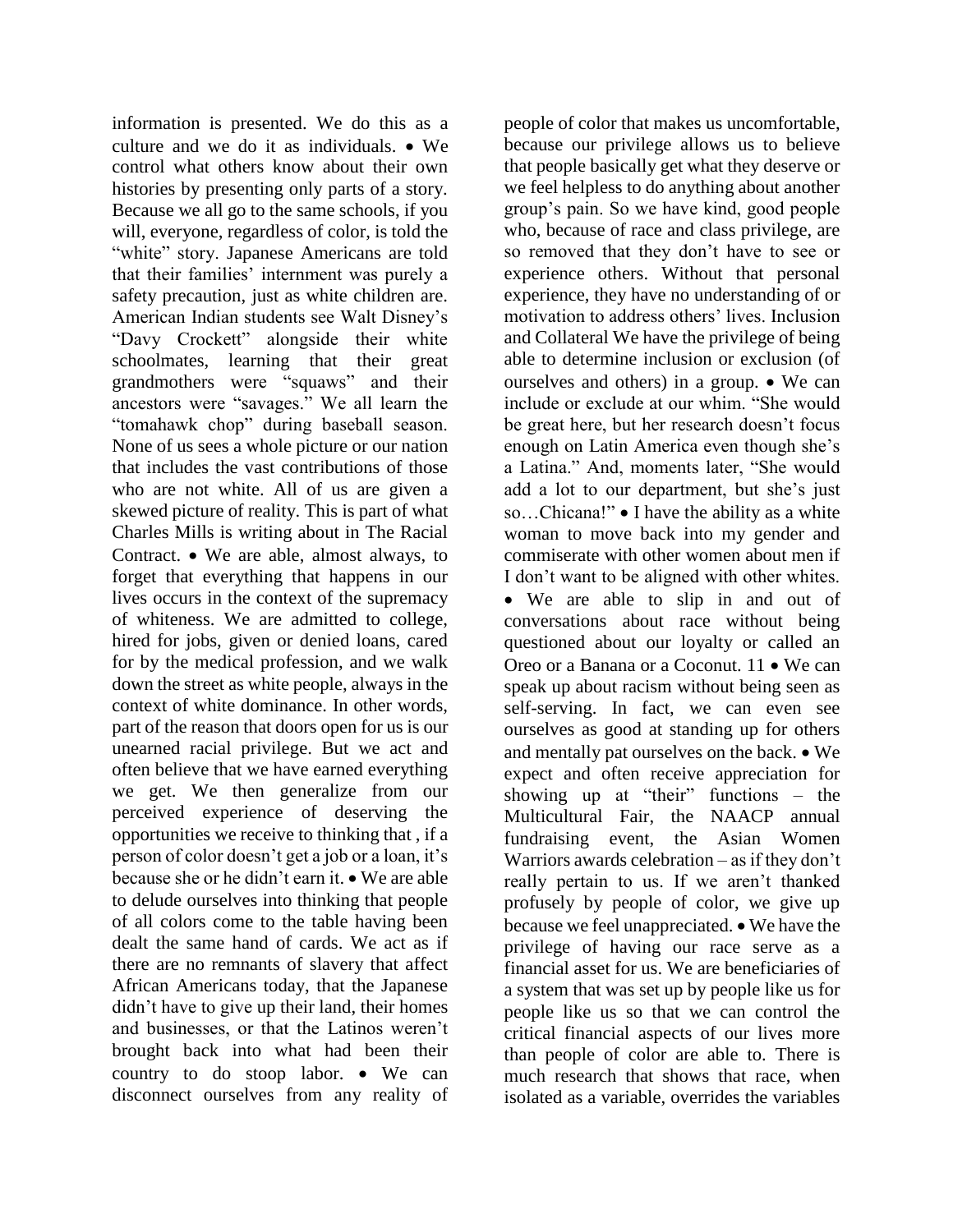information is presented. We do this as a culture and we do it as individuals.

- We control what others know about their own histories by presenting only parts of a story. Because we all go to the same schools, if you will, everyone, regardless of color, is told the "white" story. Japanese Americans are told that their families' internment was purely a safety precaution, just as white children are. American Indian students see Walt Disney's "Davy Crockett" alongside their white schoolmates, learning that their great grandmothers were "squaws" and their ancestors were "savages." We all learn the "tomahawk chop" during baseball season. None of us sees a whole picture or our nation that includes the vast contributions of those who are not white. All of us are given a skewed picture of reality. This is part of what Charles Mills is writing about in The Racial Contract.
- We are able, almost always, to forget that everything that happens in our lives occurs in the context of the supremacy of whiteness. We are admitted to college, hired for jobs, given or denied loans, cared for by the medical profession, and we walk down the street as white people, always in the context of white dominance. In other words, part of the reason that doors open for us is our unearned racial privilege. But we act and often believe that we have earned everything we get. We then generalize from our perceived experience of deserving the opportunities we receive to thinking that , if a person of color doesn't get a job or a loan, it's because she or he didn't earn it.
- We are able to delude ourselves into thinking that people of all colors come to the table having been dealt the same hand of cards. We act as if there are no remnants of slavery that affect African Americans today, that the Japanese didn't have to give up their land, their homes and businesses, or that the Latinos weren't brought back into what had been their country to do stoop labor.
- We can disconnect ourselves from any reality of people of color that makes us uncomfortable, because our privilege allows us to believe that people basically get what they deserve or we feel helpless to do anything about another group's pain. So we have kind, good people who, because of race and class privilege, are so removed that they don't have to see or experience others. Without that personal experience, they have no understanding of or motivation to address others' lives.

Inclusion and Collateral

We have the privilege of being able to determine inclusion or exclusion (of ourselves and others) in a group.

- We can include or exclude at our whim. "She would be great here, but her research doesn't focus enough on Latin America even though she's a Latina." And, moments later, "She would add a lot to our department, but she's just so…Chicana!"
- I have the ability as a white woman to move back into my gender and commiserate with other women about men if I don't want to be aligned with other whites.
- We are able to slip in and out of conversations about race without being questioned about our loyalty or called an Oreo or a Banana or a Coconut. 11
- We can speak up about racism without being seen as self-serving. In fact, we can even see ourselves as good at standing up for others and mentally pat ourselves on the back.
- We expect and often receive appreciation for showing up at "their" functions – the Multicultural Fair, the NAACP annual fundraising event, the Asian Women Warriors awards celebration – as if they don't really pertain to us. If we aren't thanked profusely by people of color, we give up because we feel unappreciated.
- We have the privilege of having our race serve as a financial asset for us. We are beneficiaries of a system that was set up by people like us for people like us so that we can control the critical financial aspects of our lives more than people of color are able to. There is much research that shows that race, when isolated as a variable, overrides the variables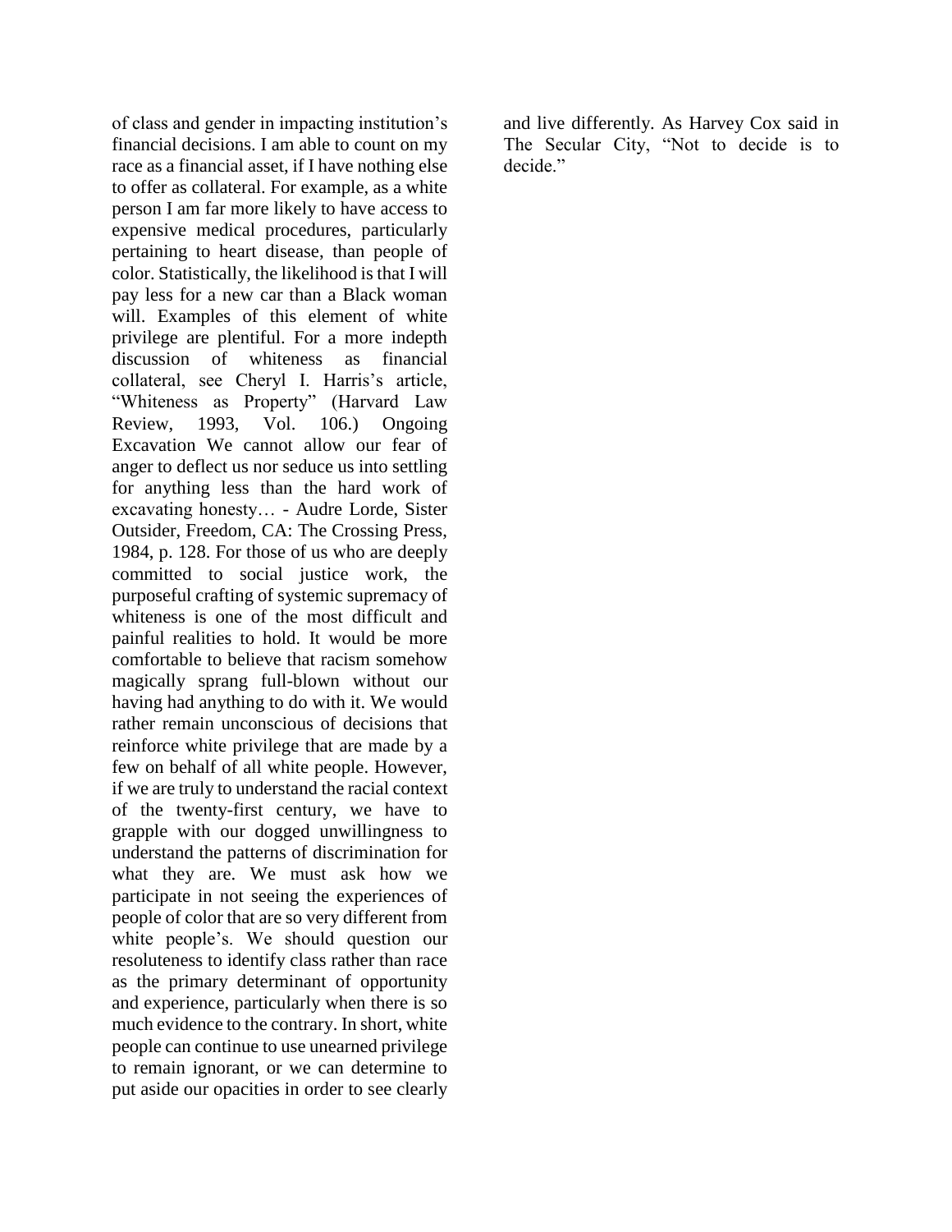of class and gender in impacting institution's financial decisions. I am able to count on my race as a financial asset, if I have nothing else to offer as collateral. For example, as a white person I am far more likely to have access to expensive medical procedures, particularly pertaining to heart disease, than people of color. Statistically, the likelihood is that I will pay less for a new car than a Black woman will. Examples of this element of white privilege are plentiful. For a more indepth discussion of whiteness as financial collateral, see Cheryl I. Harris's article, "Whiteness as Property" (Harvard Law Review, 1993, Vol. 106.)

## Ongoing Excavation

We cannot allow our fear of anger to deflect us nor seduce us into settling for anything less than the hard work of excavating honesty… - Audre Lorde, Sister Outsider, Freedom, CA: The Crossing Press, 1984, p. 128.

For those of us who are deeply committed to social justice work, the purposeful crafting of systemic supremacy of whiteness is one of the most difficult and painful realities to hold. It would be more comfortable to believe that racism somehow magically sprang full-blown without our having had anything to do with it. We would rather remain unconscious of decisions that reinforce white privilege that are made by a few on behalf of all white people. However, if we are truly to understand the racial context of the twenty-first century, we have to grapple with our dogged unwillingness to understand the patterns of discrimination for what they are. We must ask how we participate in not seeing the experiences of people of color that are so very different from white people's. We should question our resoluteness to identify class rather than race as the primary determinant of opportunity and experience, particularly when there is so much evidence to the contrary. In short, white people can continue to use unearned privilege to remain ignorant, or we can determine to put aside our opacities in order to see clearly and live differently. As Harvey Cox said in The Secular City, "Not to decide is to decide."